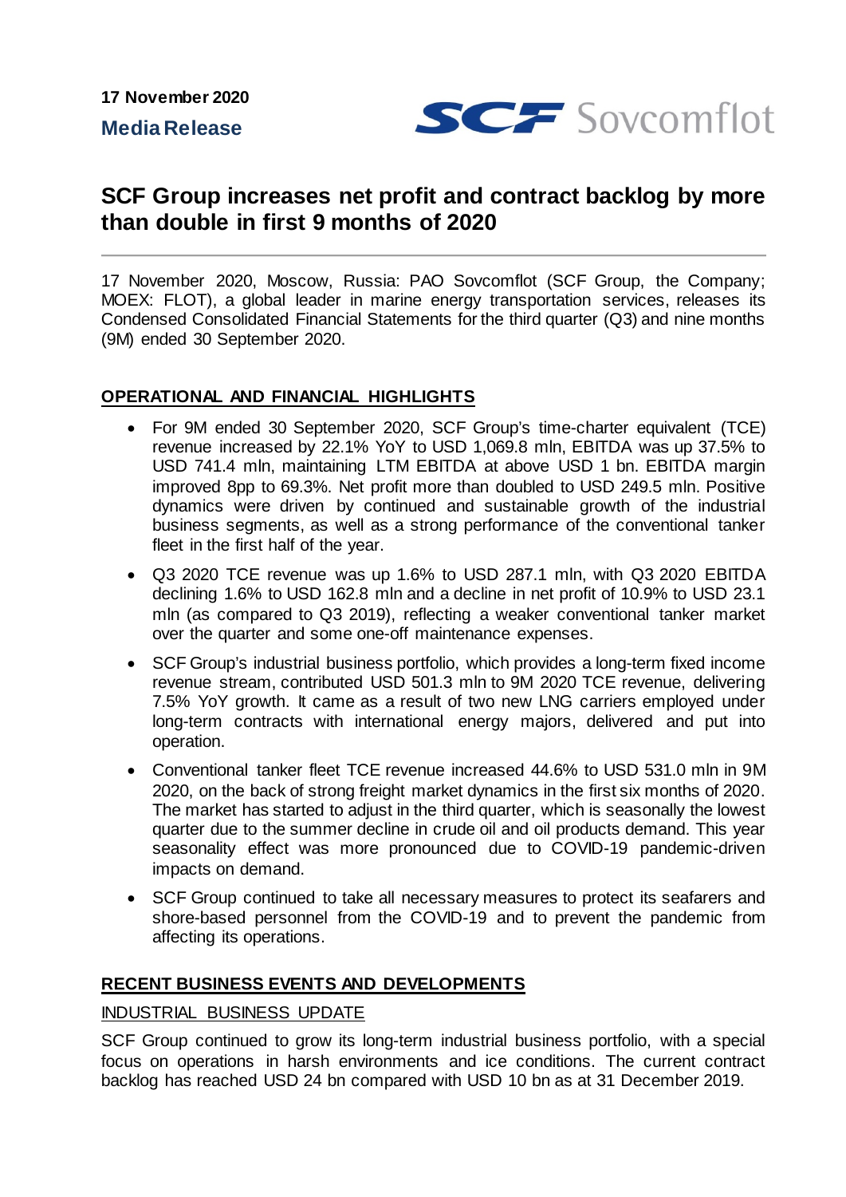**17 November 2020**

**Media Release**

SCF Sovcomflot

# SCF Group increases net profit and contract backlog by more than double in first 9 months of 2020

17 November 2020, Moscow, Russia: PAO Sovcomflot (SCF Group, the Company; MOEX: FLOT), a global leader in marine energy transportation services, releases its Condensed Consolidated Financial Statements for the third quarter (Q3) and nine months (9M) ended 30 September 2020.

## OPERATIONAL AND FINANCIAL HIGHLIGHTS

- For 9M ended 30 September 2020, SCF Group's time-charter equivalent (TCE) revenue increased by 22.1% YoY to USD 1,069.8 mln, EBITDA was up 37.5% to USD 741.4 mln, maintaining LTM EBITDA at above USD 1 bn. EBITDA margin improved 8pp to 69.3%. Net profit more than doubled to USD 249.5 mln. Positive dynamics were driven by continued and sustainable growth of the industrial business segments, as well as a strong performance of the conventional tanker fleet in the first half of the year.
- Q3 2020 TCE revenue was up 1.6% to USD 287.1 mln, with Q3 2020 EBITDA declining 1.6% to USD 162.8 mln and a decline in net profit of 10.9% to USD 23.1 mln (as compared to Q3 2019), reflecting a weaker conventional tanker market over the quarter and some one-off maintenance expenses.
- SCF Group's industrial business portfolio, which provides a long-term fixed income revenue stream, contributed USD 501.3 mln to 9M 2020 TCE revenue, delivering 7.5% YoY growth. It came as a result of two new LNG carriers employed under long-term contracts with international energy majors, delivered and put into operation.
- Conventional tanker fleet TCE revenue increased 44.6% to USD 531.0 mln in 9M 2020, on the back of strong freight market dynamics in the first six months of 2020. The market has started to adjust in the third quarter, which is seasonally the lowest quarter due to the summer decline in crude oil and oil products demand. This year seasonality effect was more pronounced due to COVID-19 pandemic-driven impacts on demand.
- SCF Group continued to take all necessary measures to protect its seafarers and shore-based personnel from the COVID-19 and to prevent the pandemic from affecting its operations.

## RECENT BUSINESS EVENTS AND DEVELOPMENTS

### INDUSTRIAL BUSINESS UPDATE

SCF Group continued to grow its long-term industrial business portfolio, with a special focus on operations in harsh environments and ice conditions. The current contract backlog has reached USD 24 bn compared with USD 10 bn as at 31 December 2019.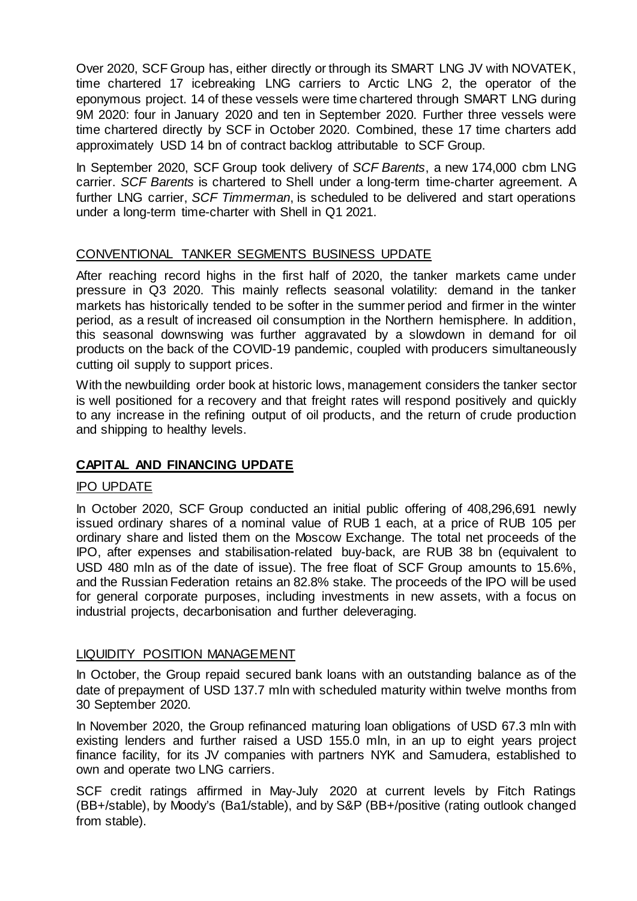Over 2020, SCF Group has, either directly or through its SMART LNG JV with NOVATEK, time chartered 17 icebreaking LNG carriers to Arctic LNG 2, the operator of the eponymous project. 14 of these vessels were time chartered through SMART LNG during 9M 2020: four in January 2020 and ten in September 2020. Further three vessels were time chartered directly by SCF in October 2020. Combined, these 17 time charters add approximately USD 14 bn of contract backlog attributable to SCF Group.

In September 2020, SCF Group took delivery of *SCF Barents*, a new 174,000 cbm LNG carrier. *SCF Barents* is chartered to Shell under a long-term time-charter agreement. A further LNG carrier, *SCF Timmerman*, is scheduled to be delivered and start operations under a long-term time-charter with Shell in Q1 2021.

CONVENTIONAL TANKER SEGMENTS BUSINESS UPDATE

After reaching record highs in the first half of 2020, the tanker markets came under pressure in Q3 2020. This mainly reflects seasonal volatility: demand in the tanker markets has historically tended to be softer in the summer period and firmer in the winter period, as a result of increased oil consumption in the Northern hemisphere. In addition, this seasonal downswing was further aggravated by a slowdown in demand for oil products on the back of the COVID-19 pandemic, coupled with producers simultaneously cutting oil supply to support prices.

With the newbuilding order book at historic lows, management considers the tanker sector is well positioned for a recovery and that freight rates will respond positively and quickly to any increase in the refining output of oil products, and the return of crude production and shipping to healthy levels.

## CAPITAL AND FINANCING UPDATE

IPO UPDATE

In October 2020, SCF Group conducted an initial public offering of 408,296,691 newly issued ordinary shares of a nominal value of RUB 1 each, at a price of RUB 105 per ordinary share and listed them on the Moscow Exchange. The total net proceeds of the IPO, after expenses and stabilisation-related buy-back, are RUB 38 bn (equivalent to USD 480 mln as of the date of issue). The free float of SCF Group amounts to 15.6%, and the Russian Federation retains an 82.8% stake. The proceeds of the IPO will be used for general corporate purposes, including investments in new assets, with a focus on industrial projects, decarbonisation and further deleveraging.

LIQUIDITY POSITION MANAGEMENT

In October, the Group repaid secured bank loans with an outstanding balance as of the date of prepayment of USD 137.7 mln with scheduled maturity within twelve months from 30 September 2020.

In November 2020, the Group refinanced maturing loan obligations of USD 67.3 mln with existing lenders and further raised a USD 155.0 mln, in an up to eight years project finance facility, for its JV companies with partners NYK and Samudera, established to own and operate two LNG carriers.

SCF credit ratings affirmed in May-July 2020 at current levels by Fitch Ratings (BB+/stable), by Moody's (Ba1/stable), and by S&P (BB+/positive (rating outlook changed from stable).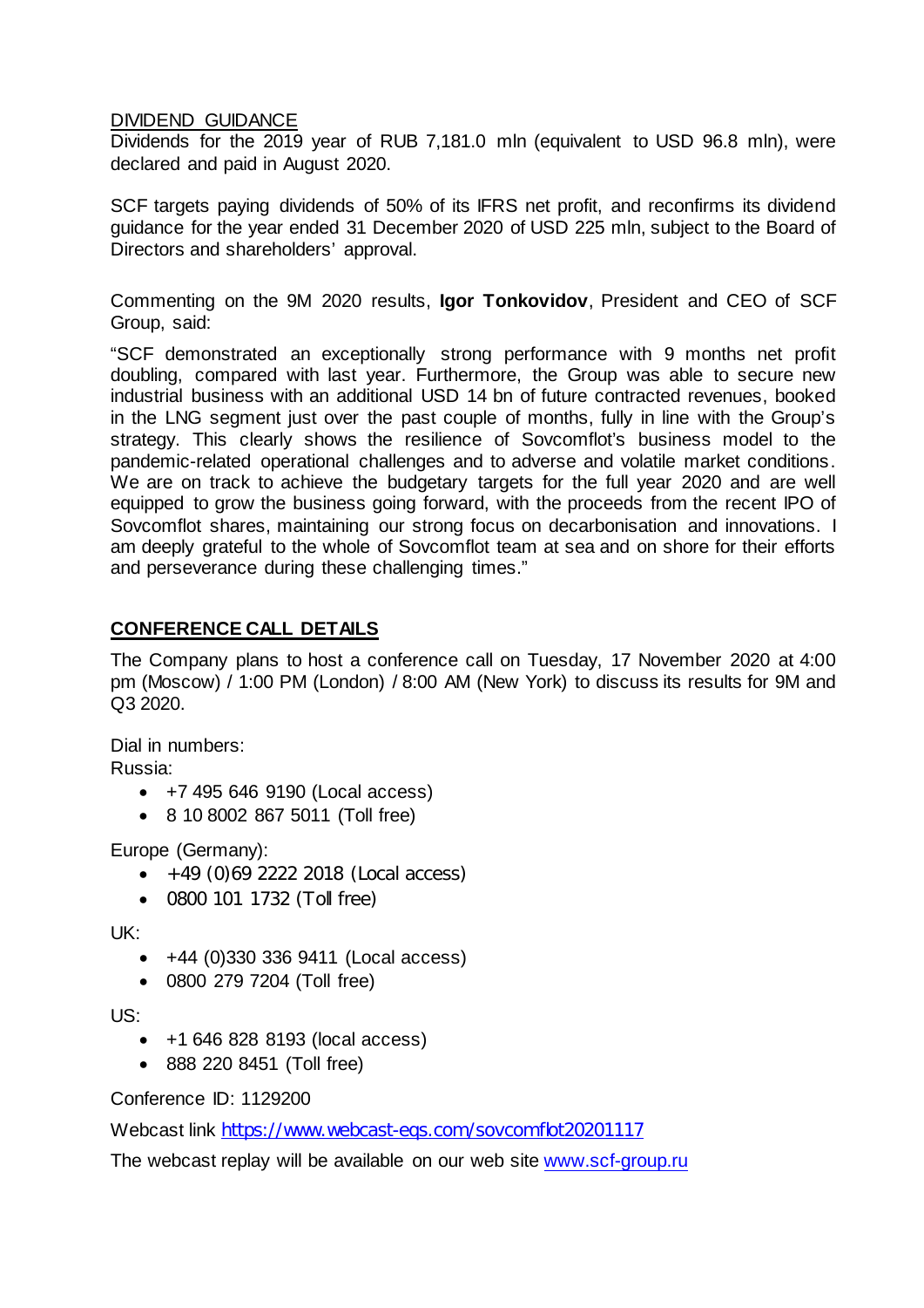## DIVIDEND GUIDANCE

Dividends for the 2019 year of RUB 7,181.0 mln (equivalent to USD 96.8 mln), were declared and paid in August 2020.

SCF targets paying dividends of 50% of its IFRS net profit, and reconfirms its dividend guidance for the year ended 31 December 2020 of USD 225 mln, subject to the Board of Directors and shareholders' approval.

Commenting on the 9M 2020 results, **Igor Tonkovidov**, President and CEO of SCF Group, said:

"SCF demonstrated an exceptionally strong performance with 9 months net profit doubling, compared with last year. Furthermore, the Group was able to secure new industrial business with an additional USD 14 bn of future contracted revenues, booked in the LNG segment just over the past couple of months, fully in line with the Group's strategy. This clearly shows the resilience of Sovcomflot's business model to the pandemic-related operational challenges and to adverse and volatile market conditions. We are on track to achieve the budgetary targets for the full year 2020 and are well equipped to grow the business going forward, with the proceeds from the recent IPO of Sovcomflot shares, maintaining our strong focus on decarbonisation and innovations. I am deeply grateful to the whole of Sovcomflot team at sea and on shore for their efforts and perseverance during these challenging times."

## CONFERENCE CALL DETAILS

The Company plans to host a conference call on Tuesday, 17 November 2020 at 4:00 pm (Moscow) / 1:00 PM (London) / 8:00 AM (New York) to discuss its results for 9M and Q3 2020.

Dial in numbers:

Russia:

- +7 495 646 9190 (Local access)
- 8 10 8002 867 5011 (Toll free)

Europe (Germany):

- +49 (0)69 2222 2018 (Local access)
- 0800 101 1732 (Toll free)

UK:

- +44 (0)330 336 9411 (Local access)
- 0800 279 7204 (Toll free)

US:

- +1 646 828 8193 (local access)
- 888 220 8451 (Toll free)

Conference ID: 1129200

Webcast link https://www.webcast-eqs.com/sovcomflot20201117

The webcast replay will be available on our web site www.scf-group.ru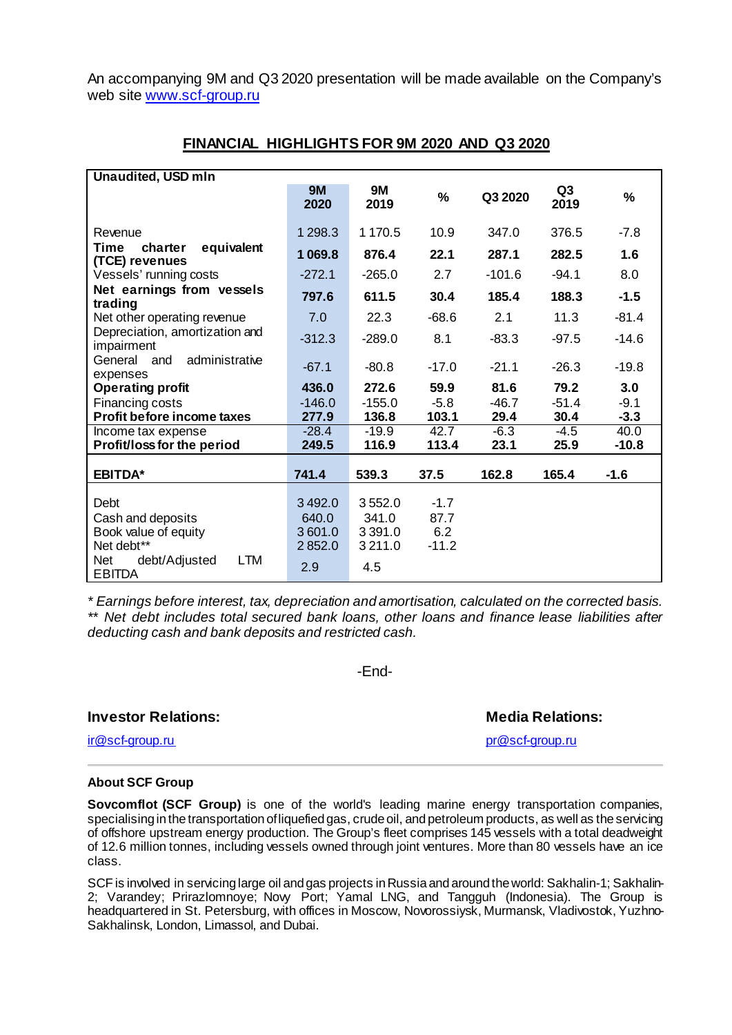An accompanying 9M and Q3 2020 presentation will be made available on the Company's web site [www.scf-group.ru](www.scf-group.ru)

## FINANCIAL HIGHLIGHTS FOR 9M 2020 AND Q3 2020

| Unaudited, USD mln | 9M 2020 | 9M 2019 | % | Q3 2020 | Q3 2019 | % |
|---|---|---|---|---|---|---|
| Revenue | 1 298.3 | 1 170.5 | 10.9 | 347.0 | 376.5 | -7.8 |
| **Time charter equivalent (TCE) revenues** | **1 069.8** | **876.4** | **22.1** | **287.1** | **282.5** | **1.6** |
| Vessels' running costs | -272.1 | -265.0 | 2.7 | -101.6 | -94.1 | 8.0 |
| **Net earnings from vessels trading** | **797.6** | **611.5** | **30.4** | **185.4** | **188.3** | **-1.5** |
| Net other operating revenue | 7.0 | 22.3 | -68.6 | 2.1 | 11.3 | -81.4 |
| Depreciation, amortization and impairment | -312.3 | -289.0 | 8.1 | -83.3 | -97.5 | -14.6 |
| General and administrative expenses | -67.1 | -80.8 | -17.0 | -21.1 | -26.3 | -19.8 |
| **Operating profit** | **436.0** | **272.6** | **59.9** | **81.6** | **79.2** | **3.0** |
| Financing costs | -146.0 | -155.0 | -5.8 | -46.7 | -51.4 | -9.1 |
| **Profit before income taxes** | **277.9** | **136.8** | **103.1** | **29.4** | **30.4** | **-3.3** |
| Income tax expense | -28.4 | -19.9 | 42.7 | -6.3 | -4.5 | 40.0 |
| **Profit/loss for the period** | **249.5** | **116.9** | **113.4** | **23.1** | **25.9** | **-10.8** |
| **EBITDA*** | **741.4** | **539.3** | **37.5** | **162.8** | **165.4** | **-1.6** |
| Debt | 3 492.0 | 3 552.0 | -1.7 | | | |
| Cash and deposits | 640.0 | 341.0 | 87.7 | | | |
| Book value of equity | 3 601.0 | 3 391.0 | 6.2 | | | |
| Net debt** | 2 852.0 | 3 211.0 | -11.2 | | | |
| Net debt/Adjusted LTM EBITDA | 2.9 | 4.5 | | | | |

*\* Earnings before interest, tax, depreciation and amortisation, calculated on the corrected basis.*
*\*\* Net debt includes total secured bank loans, other loans and finance lease liabilities after deducting cash and bank deposits and restricted cash.*

-End-

**Investor Relations:**

[ir@scf-group.ru](mailto:ir@scf-group.ru)

**Media Relations:**

[pr@scf-group.ru](mailto:pr@scf-group.ru)

---

**About SCF Group**

**Sovcomflot (SCF Group)** is one of the world's leading marine energy transportation companies, specialising in the transportation of liquefied gas, crude oil, and petroleum products, as well as the servicing of offshore upstream energy production. The Group's fleet comprises 145 vessels with a total deadweight of 12.6 million tonnes, including vessels owned through joint ventures. More than 80 vessels have an ice class.

SCF is involved in servicing large oil and gas projects in Russia and around the world: Sakhalin-1; Sakhalin-2; Varandey; Prirazlomnoye; Novy Port; Yamal LNG, and Tangguh (Indonesia). The Group is headquartered in St. Petersburg, with offices in Moscow, Novorossiysk, Murmansk, Vladivostok, Yuzhno-Sakhalinsk, London, Limassol, and Dubai.